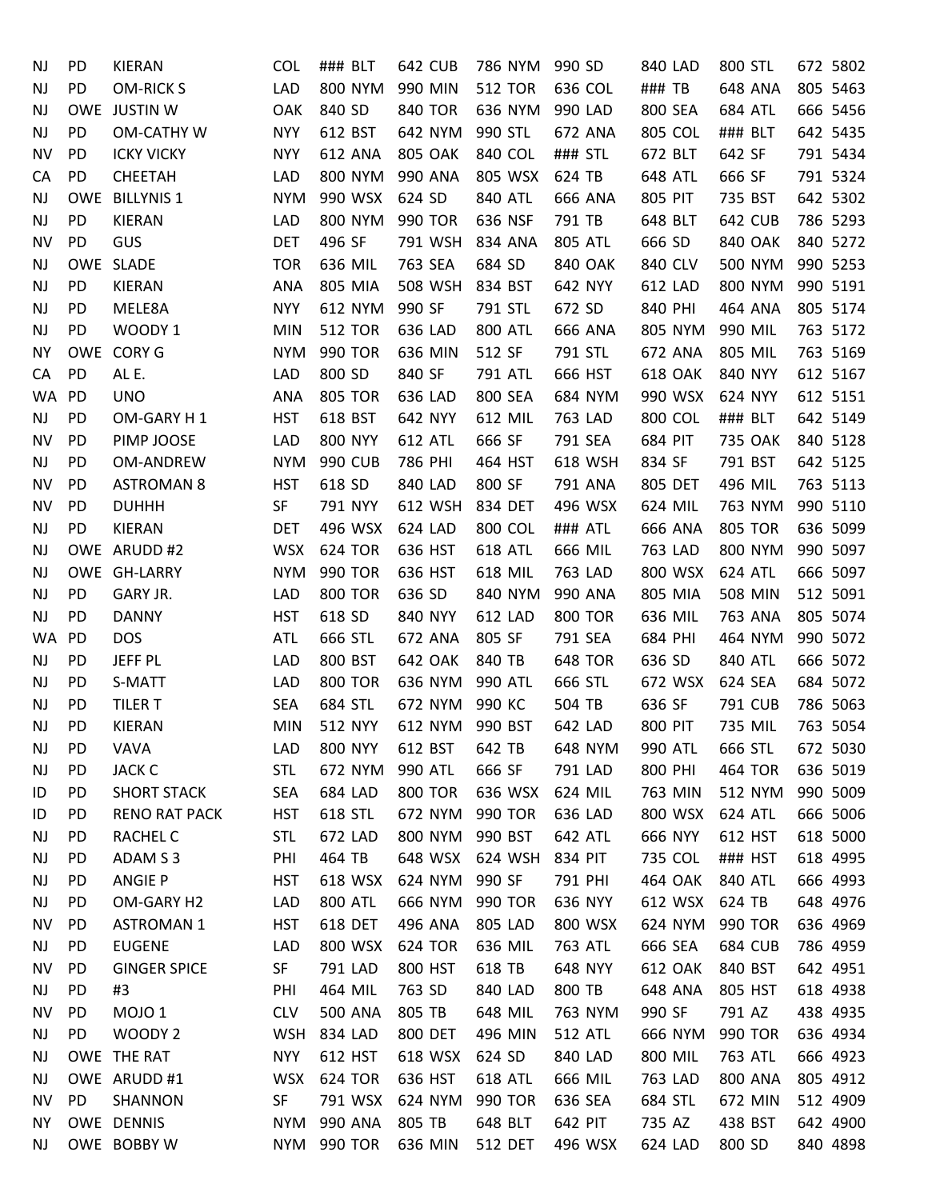| | | | | | | | | | | | | | | | | | |
|---|---|---|---|---|---|---|---|---|---|---|---|---|---|---|---|---|---|
| NJ | PD | KIERAN | COL | ### | BLT | 642 | CUB | 786 | NYM | 990 | SD | 840 | LAD | 800 | STL | 672 | 5802 |
| NJ | PD | OM-RICK S | LAD | 800 | NYM | 990 | MIN | 512 | TOR | 636 | COL | ### | TB | 648 | ANA | 805 | 5463 |
| NJ | OWE | JUSTIN W | OAK | 840 | SD | 840 | TOR | 636 | NYM | 990 | LAD | 800 | SEA | 684 | ATL | 666 | 5456 |
| NJ | PD | OM-CATHY W | NYY | 612 | BST | 642 | NYM | 990 | STL | 672 | ANA | 805 | COL | ### | BLT | 642 | 5435 |
| NV | PD | ICKY VICKY | NYY | 612 | ANA | 805 | OAK | 840 | COL | ### | STL | 672 | BLT | 642 | SF | 791 | 5434 |
| CA | PD | CHEETAH | LAD | 800 | NYM | 990 | ANA | 805 | WSX | 624 | TB | 648 | ATL | 666 | SF | 791 | 5324 |
| NJ | OWE | BILLYNIS 1 | NYM | 990 | WSX | 624 | SD | 840 | ATL | 666 | ANA | 805 | PIT | 735 | BST | 642 | 5302 |
| NJ | PD | KIERAN | LAD | 800 | NYM | 990 | TOR | 636 | NSF | 791 | TB | 648 | BLT | 642 | CUB | 786 | 5293 |
| NV | PD | GUS | DET | 496 | SF | 791 | WSH | 834 | ANA | 805 | ATL | 666 | SD | 840 | OAK | 840 | 5272 |
| NJ | OWE | SLADE | TOR | 636 | MIL | 763 | SEA | 684 | SD | 840 | OAK | 840 | CLV | 500 | NYM | 990 | 5253 |
| NJ | PD | KIERAN | ANA | 805 | MIA | 508 | WSH | 834 | BST | 642 | NYY | 612 | LAD | 800 | NYM | 990 | 5191 |
| NJ | PD | MELE8A | NYY | 612 | NYM | 990 | SF | 791 | STL | 672 | SD | 840 | PHI | 464 | ANA | 805 | 5174 |
| NJ | PD | WOODY 1 | MIN | 512 | TOR | 636 | LAD | 800 | ATL | 666 | ANA | 805 | NYM | 990 | MIL | 763 | 5172 |
| NY | OWE | CORY G | NYM | 990 | TOR | 636 | MIN | 512 | SF | 791 | STL | 672 | ANA | 805 | MIL | 763 | 5169 |
| CA | PD | AL E. | LAD | 800 | SD | 840 | SF | 791 | ATL | 666 | HST | 618 | OAK | 840 | NYY | 612 | 5167 |
| WA | PD | UNO | ANA | 805 | TOR | 636 | LAD | 800 | SEA | 684 | NYM | 990 | WSX | 624 | NYY | 612 | 5151 |
| NJ | PD | OM-GARY H 1 | HST | 618 | BST | 642 | NYY | 612 | MIL | 763 | LAD | 800 | COL | ### | BLT | 642 | 5149 |
| NV | PD | PIMP JOOSE | LAD | 800 | NYY | 612 | ATL | 666 | SF | 791 | SEA | 684 | PIT | 735 | OAK | 840 | 5128 |
| NJ | PD | OM-ANDREW | NYM | 990 | CUB | 786 | PHI | 464 | HST | 618 | WSH | 834 | SF | 791 | BST | 642 | 5125 |
| NV | PD | ASTROMAN 8 | HST | 618 | SD | 840 | LAD | 800 | SF | 791 | ANA | 805 | DET | 496 | MIL | 763 | 5113 |
| NV | PD | DUHHH | SF | 791 | NYY | 612 | WSH | 834 | DET | 496 | WSX | 624 | MIL | 763 | NYM | 990 | 5110 |
| NJ | PD | KIERAN | DET | 496 | WSX | 624 | LAD | 800 | COL | ### | ATL | 666 | ANA | 805 | TOR | 636 | 5099 |
| NJ | OWE | ARUDD #2 | WSX | 624 | TOR | 636 | HST | 618 | ATL | 666 | MIL | 763 | LAD | 800 | NYM | 990 | 5097 |
| NJ | OWE | GH-LARRY | NYM | 990 | TOR | 636 | HST | 618 | MIL | 763 | LAD | 800 | WSX | 624 | ATL | 666 | 5097 |
| NJ | PD | GARY JR. | LAD | 800 | TOR | 636 | SD | 840 | NYM | 990 | ANA | 805 | MIA | 508 | MIN | 512 | 5091 |
| NJ | PD | DANNY | HST | 618 | SD | 840 | NYY | 612 | LAD | 800 | TOR | 636 | MIL | 763 | ANA | 805 | 5074 |
| WA | PD | DOS | ATL | 666 | STL | 672 | ANA | 805 | SF | 791 | SEA | 684 | PHI | 464 | NYM | 990 | 5072 |
| NJ | PD | JEFF PL | LAD | 800 | BST | 642 | OAK | 840 | TB | 648 | TOR | 636 | SD | 840 | ATL | 666 | 5072 |
| NJ | PD | S-MATT | LAD | 800 | TOR | 636 | NYM | 990 | ATL | 666 | STL | 672 | WSX | 624 | SEA | 684 | 5072 |
| NJ | PD | TILER T | SEA | 684 | STL | 672 | NYM | 990 | KC | 504 | TB | 636 | SF | 791 | CUB | 786 | 5063 |
| NJ | PD | KIERAN | MIN | 512 | NYY | 612 | NYM | 990 | BST | 642 | LAD | 800 | PIT | 735 | MIL | 763 | 5054 |
| NJ | PD | VAVA | LAD | 800 | NYY | 612 | BST | 642 | TB | 648 | NYM | 990 | ATL | 666 | STL | 672 | 5030 |
| NJ | PD | JACK C | STL | 672 | NYM | 990 | ATL | 666 | SF | 791 | LAD | 800 | PHI | 464 | TOR | 636 | 5019 |
| ID | PD | SHORT STACK | SEA | 684 | LAD | 800 | TOR | 636 | WSX | 624 | MIL | 763 | MIN | 512 | NYM | 990 | 5009 |
| ID | PD | RENO RAT PACK | HST | 618 | STL | 672 | NYM | 990 | TOR | 636 | LAD | 800 | WSX | 624 | ATL | 666 | 5006 |
| NJ | PD | RACHEL C | STL | 672 | LAD | 800 | NYM | 990 | BST | 642 | ATL | 666 | NYY | 612 | HST | 618 | 5000 |
| NJ | PD | ADAM S 3 | PHI | 464 | TB | 648 | WSX | 624 | WSH | 834 | PIT | 735 | COL | ### | HST | 618 | 4995 |
| NJ | PD | ANGIE P | HST | 618 | WSX | 624 | NYM | 990 | SF | 791 | PHI | 464 | OAK | 840 | ATL | 666 | 4993 |
| NJ | PD | OM-GARY H2 | LAD | 800 | ATL | 666 | NYM | 990 | TOR | 636 | NYY | 612 | WSX | 624 | TB | 648 | 4976 |
| NV | PD | ASTROMAN 1 | HST | 618 | DET | 496 | ANA | 805 | LAD | 800 | WSX | 624 | NYM | 990 | TOR | 636 | 4969 |
| NJ | PD | EUGENE | LAD | 800 | WSX | 624 | TOR | 636 | MIL | 763 | ATL | 666 | SEA | 684 | CUB | 786 | 4959 |
| NV | PD | GINGER SPICE | SF | 791 | LAD | 800 | HST | 618 | TB | 648 | NYY | 612 | OAK | 840 | BST | 642 | 4951 |
| NJ | PD | #3 | PHI | 464 | MIL | 763 | SD | 840 | LAD | 800 | TB | 648 | ANA | 805 | HST | 618 | 4938 |
| NV | PD | MOJO 1 | CLV | 500 | ANA | 805 | TB | 648 | MIL | 763 | NYM | 990 | SF | 791 | AZ | 438 | 4935 |
| NJ | PD | WOODY 2 | WSH | 834 | LAD | 800 | DET | 496 | MIN | 512 | ATL | 666 | NYM | 990 | TOR | 636 | 4934 |
| NJ | OWE | THE RAT | NYY | 612 | HST | 618 | WSX | 624 | SD | 840 | LAD | 800 | MIL | 763 | ATL | 666 | 4923 |
| NJ | OWE | ARUDD #1 | WSX | 624 | TOR | 636 | HST | 618 | ATL | 666 | MIL | 763 | LAD | 800 | ANA | 805 | 4912 |
| NV | PD | SHANNON | SF | 791 | WSX | 624 | NYM | 990 | TOR | 636 | SEA | 684 | STL | 672 | MIN | 512 | 4909 |
| NY | OWE | DENNIS | NYM | 990 | ANA | 805 | TB | 648 | BLT | 642 | PIT | 735 | AZ | 438 | BST | 642 | 4900 |
| NJ | OWE | BOBBY W | NYM | 990 | TOR | 636 | MIN | 512 | DET | 496 | WSX | 624 | LAD | 800 | SD | 840 | 4898 |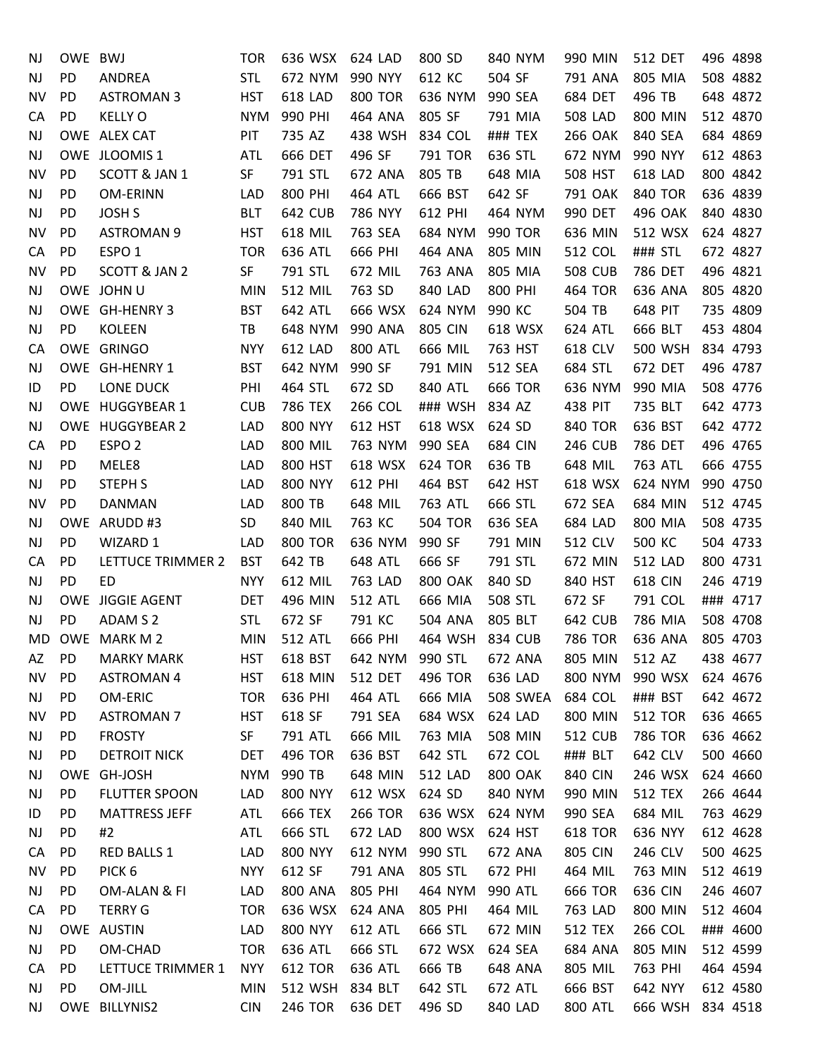| | | | | | | | | | | | | | | | | |
|---|---|---|---|---|---|---|---|---|---|---|---|---|---|---|---|---|
| NJ | OWE | BWJ | TOR | 636 | WSX | 624 | LAD | 800 | SD | 840 | NYM | 990 | MIN | 512 | DET | 496 | 4898 |
| NJ | PD | ANDREA | STL | 672 | NYM | 990 | NYY | 612 | KC | 504 | SF | 791 | ANA | 805 | MIA | 508 | 4882 |
| NV | PD | ASTROMAN 3 | HST | 618 | LAD | 800 | TOR | 636 | NYM | 990 | SEA | 684 | DET | 496 | TB | 648 | 4872 |
| CA | PD | KELLY O | NYM | 990 | PHI | 464 | ANA | 805 | SF | 791 | MIA | 508 | LAD | 800 | MIN | 512 | 4870 |
| NJ | OWE | ALEX CAT | PIT | 735 | AZ | 438 | WSH | 834 | COL | ### | TEX | 266 | OAK | 840 | SEA | 684 | 4869 |
| NJ | OWE | JLOOMIS 1 | ATL | 666 | DET | 496 | SF | 791 | TOR | 636 | STL | 672 | NYM | 990 | NYY | 612 | 4863 |
| NV | PD | SCOTT & JAN 1 | SF | 791 | STL | 672 | ANA | 805 | TB | 648 | MIA | 508 | HST | 618 | LAD | 800 | 4842 |
| NJ | PD | OM-ERINN | LAD | 800 | PHI | 464 | ATL | 666 | BST | 642 | SF | 791 | OAK | 840 | TOR | 636 | 4839 |
| NJ | PD | JOSH S | BLT | 642 | CUB | 786 | NYY | 612 | PHI | 464 | NYM | 990 | DET | 496 | OAK | 840 | 4830 |
| NV | PD | ASTROMAN 9 | HST | 618 | MIL | 763 | SEA | 684 | NYM | 990 | TOR | 636 | MIN | 512 | WSX | 624 | 4827 |
| CA | PD | ESPO 1 | TOR | 636 | ATL | 666 | PHI | 464 | ANA | 805 | MIN | 512 | COL | ### | STL | 672 | 4827 |
| NV | PD | SCOTT & JAN 2 | SF | 791 | STL | 672 | MIL | 763 | ANA | 805 | MIA | 508 | CUB | 786 | DET | 496 | 4821 |
| NJ | OWE | JOHN U | MIN | 512 | MIL | 763 | SD | 840 | LAD | 800 | PHI | 464 | TOR | 636 | ANA | 805 | 4820 |
| NJ | OWE | GH-HENRY 3 | BST | 642 | ATL | 666 | WSX | 624 | NYM | 990 | KC | 504 | TB | 648 | PIT | 735 | 4809 |
| NJ | PD | KOLEEN | TB | 648 | NYM | 990 | ANA | 805 | CIN | 618 | WSX | 624 | ATL | 666 | BLT | 453 | 4804 |
| CA | OWE | GRINGO | NYY | 612 | LAD | 800 | ATL | 666 | MIL | 763 | HST | 618 | CLV | 500 | WSH | 834 | 4793 |
| NJ | OWE | GH-HENRY 1 | BST | 642 | NYM | 990 | SF | 791 | MIN | 512 | SEA | 684 | STL | 672 | DET | 496 | 4787 |
| ID | PD | LONE DUCK | PHI | 464 | STL | 672 | SD | 840 | ATL | 666 | TOR | 636 | NYM | 990 | MIA | 508 | 4776 |
| NJ | OWE | HUGGYBEAR 1 | CUB | 786 | TEX | 266 | COL | ### | WSH | 834 | AZ | 438 | PIT | 735 | BLT | 642 | 4773 |
| NJ | OWE | HUGGYBEAR 2 | LAD | 800 | NYY | 612 | HST | 618 | WSX | 624 | SD | 840 | TOR | 636 | BST | 642 | 4772 |
| CA | PD | ESPO 2 | LAD | 800 | MIL | 763 | NYM | 990 | SEA | 684 | CIN | 246 | CUB | 786 | DET | 496 | 4765 |
| NJ | PD | MELE8 | LAD | 800 | HST | 618 | WSX | 624 | TOR | 636 | TB | 648 | MIL | 763 | ATL | 666 | 4755 |
| NJ | PD | STEPH S | LAD | 800 | NYY | 612 | PHI | 464 | BST | 642 | HST | 618 | WSX | 624 | NYM | 990 | 4750 |
| NV | PD | DANMAN | LAD | 800 | TB | 648 | MIL | 763 | ATL | 666 | STL | 672 | SEA | 684 | MIN | 512 | 4745 |
| NJ | OWE | ARUDD #3 | SD | 840 | MIL | 763 | KC | 504 | TOR | 636 | SEA | 684 | LAD | 800 | MIA | 508 | 4735 |
| NJ | PD | WIZARD 1 | LAD | 800 | TOR | 636 | NYM | 990 | SF | 791 | MIN | 512 | CLV | 500 | KC | 504 | 4733 |
| CA | PD | LETTUCE TRIMMER 2 | BST | 642 | TB | 648 | ATL | 666 | SF | 791 | STL | 672 | MIN | 512 | LAD | 800 | 4731 |
| NJ | PD | ED | NYY | 612 | MIL | 763 | LAD | 800 | OAK | 840 | SD | 840 | HST | 618 | CIN | 246 | 4719 |
| NJ | OWE | JIGGIE AGENT | DET | 496 | MIN | 512 | ATL | 666 | MIA | 508 | STL | 672 | SF | 791 | COL | ### | 4717 |
| NJ | PD | ADAM S 2 | STL | 672 | SF | 791 | KC | 504 | ANA | 805 | BLT | 642 | CUB | 786 | MIA | 508 | 4708 |
| MD | OWE | MARK M 2 | MIN | 512 | ATL | 666 | PHI | 464 | WSH | 834 | CUB | 786 | TOR | 636 | ANA | 805 | 4703 |
| AZ | PD | MARKY MARK | HST | 618 | BST | 642 | NYM | 990 | STL | 672 | ANA | 805 | MIN | 512 | AZ | 438 | 4677 |
| NV | PD | ASTROMAN 4 | HST | 618 | MIN | 512 | DET | 496 | TOR | 636 | LAD | 800 | NYM | 990 | WSX | 624 | 4676 |
| NJ | PD | OM-ERIC | TOR | 636 | PHI | 464 | ATL | 666 | MIA | 508 | SWEA | 684 | COL | ### | BST | 642 | 4672 |
| NV | PD | ASTROMAN 7 | HST | 618 | SF | 791 | SEA | 684 | WSX | 624 | LAD | 800 | MIN | 512 | TOR | 636 | 4665 |
| NJ | PD | FROSTY | SF | 791 | ATL | 666 | MIL | 763 | MIA | 508 | MIN | 512 | CUB | 786 | TOR | 636 | 4662 |
| NJ | PD | DETROIT NICK | DET | 496 | TOR | 636 | BST | 642 | STL | 672 | COL | ### | BLT | 642 | CLV | 500 | 4660 |
| NJ | OWE | GH-JOSH | NYM | 990 | TB | 648 | MIN | 512 | LAD | 800 | OAK | 840 | CIN | 246 | WSX | 624 | 4660 |
| NJ | PD | FLUTTER SPOON | LAD | 800 | NYY | 612 | WSX | 624 | SD | 840 | NYM | 990 | MIN | 512 | TEX | 266 | 4644 |
| ID | PD | MATTRESS JEFF | ATL | 666 | TEX | 266 | TOR | 636 | WSX | 624 | NYM | 990 | SEA | 684 | MIL | 763 | 4629 |
| NJ | PD | #2 | ATL | 666 | STL | 672 | LAD | 800 | WSX | 624 | HST | 618 | TOR | 636 | NYY | 612 | 4628 |
| CA | PD | RED BALLS 1 | LAD | 800 | NYY | 612 | NYM | 990 | STL | 672 | ANA | 805 | CIN | 246 | CLV | 500 | 4625 |
| NV | PD | PICK 6 | NYY | 612 | SF | 791 | ANA | 805 | STL | 672 | PHI | 464 | MIL | 763 | MIN | 512 | 4619 |
| NJ | PD | OM-ALAN & FI | LAD | 800 | ANA | 805 | PHI | 464 | NYM | 990 | ATL | 666 | TOR | 636 | CIN | 246 | 4607 |
| CA | PD | TERRY G | TOR | 636 | WSX | 624 | ANA | 805 | PHI | 464 | MIL | 763 | LAD | 800 | MIN | 512 | 4604 |
| NJ | OWE | AUSTIN | LAD | 800 | NYY | 612 | ATL | 666 | STL | 672 | MIN | 512 | TEX | 266 | COL | ### | 4600 |
| NJ | PD | OM-CHAD | TOR | 636 | ATL | 666 | STL | 672 | WSX | 624 | SEA | 684 | ANA | 805 | MIN | 512 | 4599 |
| CA | PD | LETTUCE TRIMMER 1 | NYY | 612 | TOR | 636 | ATL | 666 | TB | 648 | ANA | 805 | MIL | 763 | PHI | 464 | 4594 |
| NJ | PD | OM-JILL | MIN | 512 | WSH | 834 | BLT | 642 | STL | 672 | ATL | 666 | BST | 642 | NYY | 612 | 4580 |
| NJ | OWE | BILLYNIS2 | CIN | 246 | TOR | 636 | DET | 496 | SD | 840 | LAD | 800 | ATL | 666 | WSH | 834 | 4518 |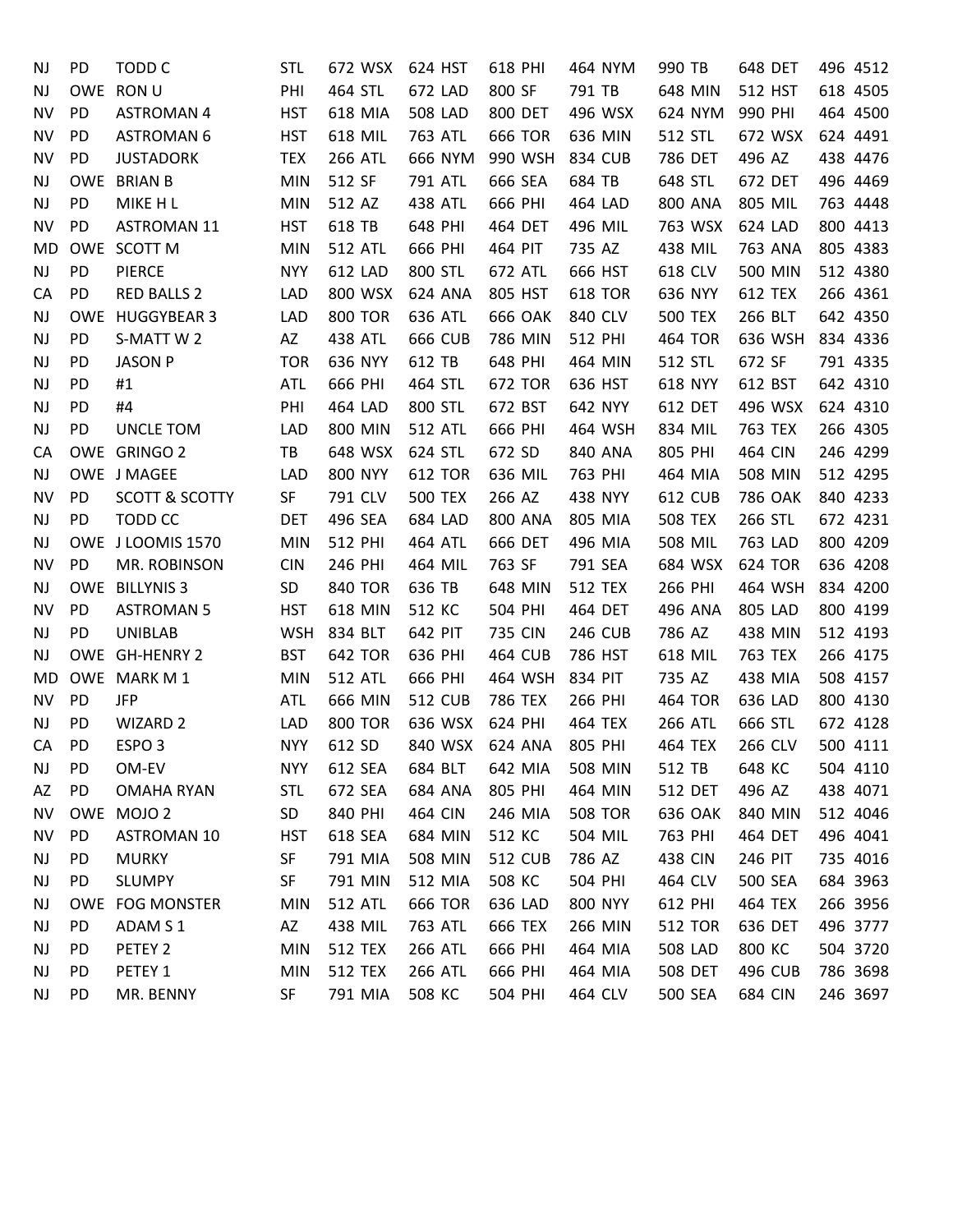| | | | | | | | | | | | | | | | | | |
|---|---|---|---|---|---|---|---|---|---|---|---|---|---|---|---|---|---|
| NJ | PD | TODD C | STL | 672 | WSX | 624 | HST | 618 | PHI | 464 | NYM | 990 | TB | 648 | DET | 496 | 4512 |
| NJ | OWE | RON U | PHI | 464 | STL | 672 | LAD | 800 | SF | 791 | TB | 648 | MIN | 512 | HST | 618 | 4505 |
| NV | PD | ASTROMAN 4 | HST | 618 | MIA | 508 | LAD | 800 | DET | 496 | WSX | 624 | NYM | 990 | PHI | 464 | 4500 |
| NV | PD | ASTROMAN 6 | HST | 618 | MIL | 763 | ATL | 666 | TOR | 636 | MIN | 512 | STL | 672 | WSX | 624 | 4491 |
| NV | PD | JUSTADORK | TEX | 266 | ATL | 666 | NYM | 990 | WSH | 834 | CUB | 786 | DET | 496 | AZ | 438 | 4476 |
| NJ | OWE | BRIAN B | MIN | 512 | SF | 791 | ATL | 666 | SEA | 684 | TB | 648 | STL | 672 | DET | 496 | 4469 |
| NJ | PD | MIKE H L | MIN | 512 | AZ | 438 | ATL | 666 | PHI | 464 | LAD | 800 | ANA | 805 | MIL | 763 | 4448 |
| NV | PD | ASTROMAN 11 | HST | 618 | TB | 648 | PHI | 464 | DET | 496 | MIL | 763 | WSX | 624 | LAD | 800 | 4413 |
| MD | OWE | SCOTT M | MIN | 512 | ATL | 666 | PHI | 464 | PIT | 735 | AZ | 438 | MIL | 763 | ANA | 805 | 4383 |
| NJ | PD | PIERCE | NYY | 612 | LAD | 800 | STL | 672 | ATL | 666 | HST | 618 | CLV | 500 | MIN | 512 | 4380 |
| CA | PD | RED BALLS 2 | LAD | 800 | WSX | 624 | ANA | 805 | HST | 618 | TOR | 636 | NYY | 612 | TEX | 266 | 4361 |
| NJ | OWE | HUGGYBEAR 3 | LAD | 800 | TOR | 636 | ATL | 666 | OAK | 840 | CLV | 500 | TEX | 266 | BLT | 642 | 4350 |
| NJ | PD | S-MATT W 2 | AZ | 438 | ATL | 666 | CUB | 786 | MIN | 512 | PHI | 464 | TOR | 636 | WSH | 834 | 4336 |
| NJ | PD | JASON P | TOR | 636 | NYY | 612 | TB | 648 | PHI | 464 | MIN | 512 | STL | 672 | SF | 791 | 4335 |
| NJ | PD | #1 | ATL | 666 | PHI | 464 | STL | 672 | TOR | 636 | HST | 618 | NYY | 612 | BST | 642 | 4310 |
| NJ | PD | #4 | PHI | 464 | LAD | 800 | STL | 672 | BST | 642 | NYY | 612 | DET | 496 | WSX | 624 | 4310 |
| NJ | PD | UNCLE TOM | LAD | 800 | MIN | 512 | ATL | 666 | PHI | 464 | WSH | 834 | MIL | 763 | TEX | 266 | 4305 |
| CA | OWE | GRINGO 2 | TB | 648 | WSX | 624 | STL | 672 | SD | 840 | ANA | 805 | PHI | 464 | CIN | 246 | 4299 |
| NJ | OWE | J MAGEE | LAD | 800 | NYY | 612 | TOR | 636 | MIL | 763 | PHI | 464 | MIA | 508 | MIN | 512 | 4295 |
| NV | PD | SCOTT & SCOTTY | SF | 791 | CLV | 500 | TEX | 266 | AZ | 438 | NYY | 612 | CUB | 786 | OAK | 840 | 4233 |
| NJ | PD | TODD CC | DET | 496 | SEA | 684 | LAD | 800 | ANA | 805 | MIA | 508 | TEX | 266 | STL | 672 | 4231 |
| NJ | OWE | J LOOMIS 1570 | MIN | 512 | PHI | 464 | ATL | 666 | DET | 496 | MIA | 508 | MIL | 763 | LAD | 800 | 4209 |
| NV | PD | MR. ROBINSON | CIN | 246 | PHI | 464 | MIL | 763 | SF | 791 | SEA | 684 | WSX | 624 | TOR | 636 | 4208 |
| NJ | OWE | BILLYNIS 3 | SD | 840 | TOR | 636 | TB | 648 | MIN | 512 | TEX | 266 | PHI | 464 | WSH | 834 | 4200 |
| NV | PD | ASTROMAN 5 | HST | 618 | MIN | 512 | KC | 504 | PHI | 464 | DET | 496 | ANA | 805 | LAD | 800 | 4199 |
| NJ | PD | UNIBLAB | WSH | 834 | BLT | 642 | PIT | 735 | CIN | 246 | CUB | 786 | AZ | 438 | MIN | 512 | 4193 |
| NJ | OWE | GH-HENRY 2 | BST | 642 | TOR | 636 | PHI | 464 | CUB | 786 | HST | 618 | MIL | 763 | TEX | 266 | 4175 |
| MD | OWE | MARK M 1 | MIN | 512 | ATL | 666 | PHI | 464 | WSH | 834 | PIT | 735 | AZ | 438 | MIA | 508 | 4157 |
| NV | PD | JFP | ATL | 666 | MIN | 512 | CUB | 786 | TEX | 266 | PHI | 464 | TOR | 636 | LAD | 800 | 4130 |
| NJ | PD | WIZARD 2 | LAD | 800 | TOR | 636 | WSX | 624 | PHI | 464 | TEX | 266 | ATL | 666 | STL | 672 | 4128 |
| CA | PD | ESPO 3 | NYY | 612 | SD | 840 | WSX | 624 | ANA | 805 | PHI | 464 | TEX | 266 | CLV | 500 | 4111 |
| NJ | PD | OM-EV | NYY | 612 | SEA | 684 | BLT | 642 | MIA | 508 | MIN | 512 | TB | 648 | KC | 504 | 4110 |
| AZ | PD | OMAHA RYAN | STL | 672 | SEA | 684 | ANA | 805 | PHI | 464 | MIN | 512 | DET | 496 | AZ | 438 | 4071 |
| NV | OWE | MOJO 2 | SD | 840 | PHI | 464 | CIN | 246 | MIA | 508 | TOR | 636 | OAK | 840 | MIN | 512 | 4046 |
| NV | PD | ASTROMAN 10 | HST | 618 | SEA | 684 | MIN | 512 | KC | 504 | MIL | 763 | PHI | 464 | DET | 496 | 4041 |
| NJ | PD | MURKY | SF | 791 | MIA | 508 | MIN | 512 | CUB | 786 | AZ | 438 | CIN | 246 | PIT | 735 | 4016 |
| NJ | PD | SLUMPY | SF | 791 | MIN | 512 | MIA | 508 | KC | 504 | PHI | 464 | CLV | 500 | SEA | 684 | 3963 |
| NJ | OWE | FOG MONSTER | MIN | 512 | ATL | 666 | TOR | 636 | LAD | 800 | NYY | 612 | PHI | 464 | TEX | 266 | 3956 |
| NJ | PD | ADAM S 1 | AZ | 438 | MIL | 763 | ATL | 666 | TEX | 266 | MIN | 512 | TOR | 636 | DET | 496 | 3777 |
| NJ | PD | PETEY 2 | MIN | 512 | TEX | 266 | ATL | 666 | PHI | 464 | MIA | 508 | LAD | 800 | KC | 504 | 3720 |
| NJ | PD | PETEY 1 | MIN | 512 | TEX | 266 | ATL | 666 | PHI | 464 | MIA | 508 | DET | 496 | CUB | 786 | 3698 |
| NJ | PD | MR. BENNY | SF | 791 | MIA | 508 | KC | 504 | PHI | 464 | CLV | 500 | SEA | 684 | CIN | 246 | 3697 |